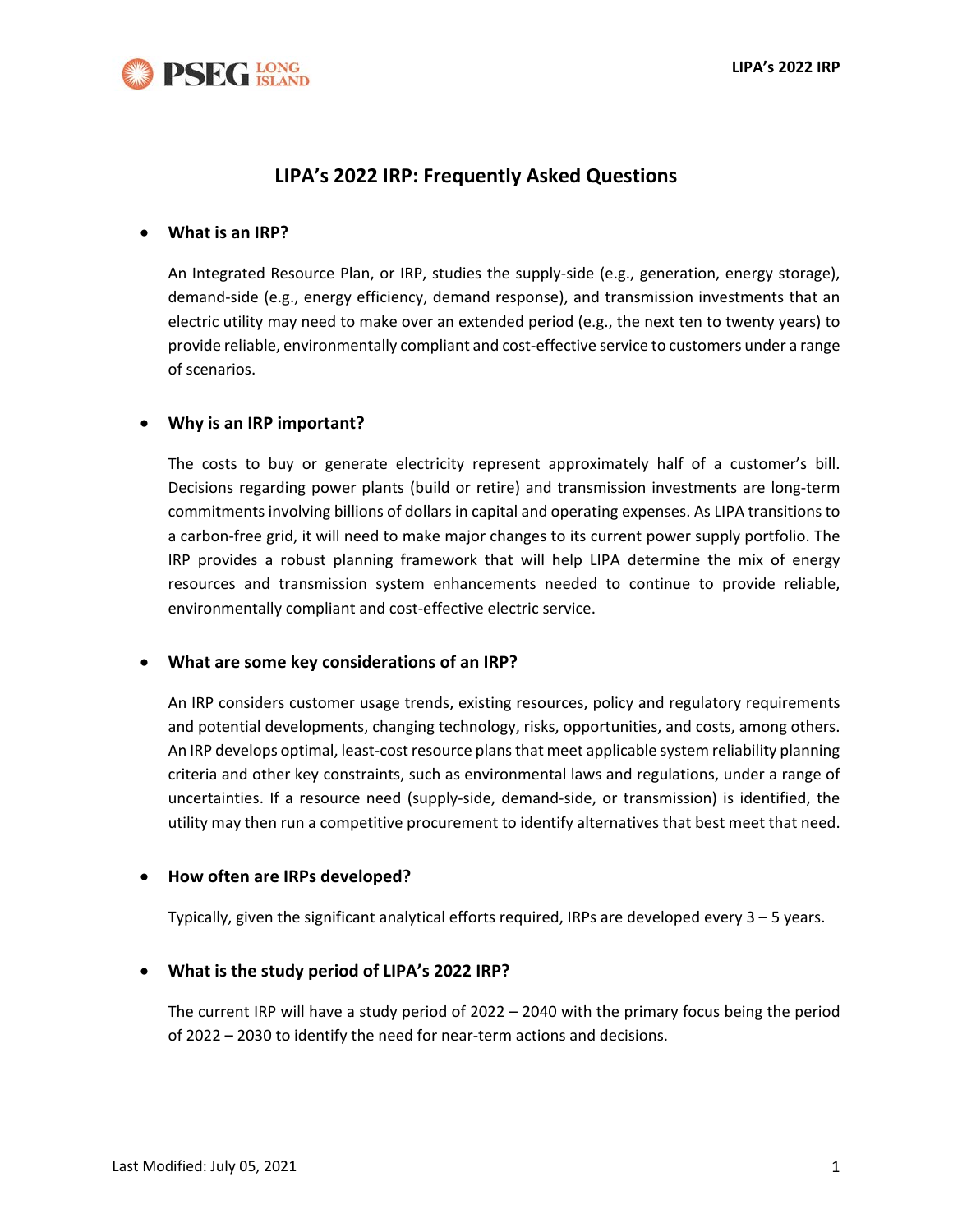# LIPA's 2022 IRP: Frequently Asked Questions

- **What is an IRP?**

  An Integrated Resource Plan, or IRP, studies the supply-side (e.g., generation, energy storage), demand-side (e.g., energy efficiency, demand response), and transmission investments that an electric utility may need to make over an extended period (e.g., the next ten to twenty years) to provide reliable, environmentally compliant and cost-effective service to customers under a range of scenarios.

- **Why is an IRP important?**

  The costs to buy or generate electricity represent approximately half of a customer's bill. Decisions regarding power plants (build or retire) and transmission investments are long-term commitments involving billions of dollars in capital and operating expenses. As LIPA transitions to a carbon-free grid, it will need to make major changes to its current power supply portfolio. The IRP provides a robust planning framework that will help LIPA determine the mix of energy resources and transmission system enhancements needed to continue to provide reliable, environmentally compliant and cost-effective electric service.

- **What are some key considerations of an IRP?**

  An IRP considers customer usage trends, existing resources, policy and regulatory requirements and potential developments, changing technology, risks, opportunities, and costs, among others. An IRP develops optimal, least-cost resource plans that meet applicable system reliability planning criteria and other key constraints, such as environmental laws and regulations, under a range of uncertainties. If a resource need (supply-side, demand-side, or transmission) is identified, the utility may then run a competitive procurement to identify alternatives that best meet that need.

- **How often are IRPs developed?**

  Typically, given the significant analytical efforts required, IRPs are developed every 3 – 5 years.

- **What is the study period of LIPA's 2022 IRP?**

  The current IRP will have a study period of 2022 – 2040 with the primary focus being the period of 2022 – 2030 to identify the need for near-term actions and decisions.

Last Modified: July 05, 2021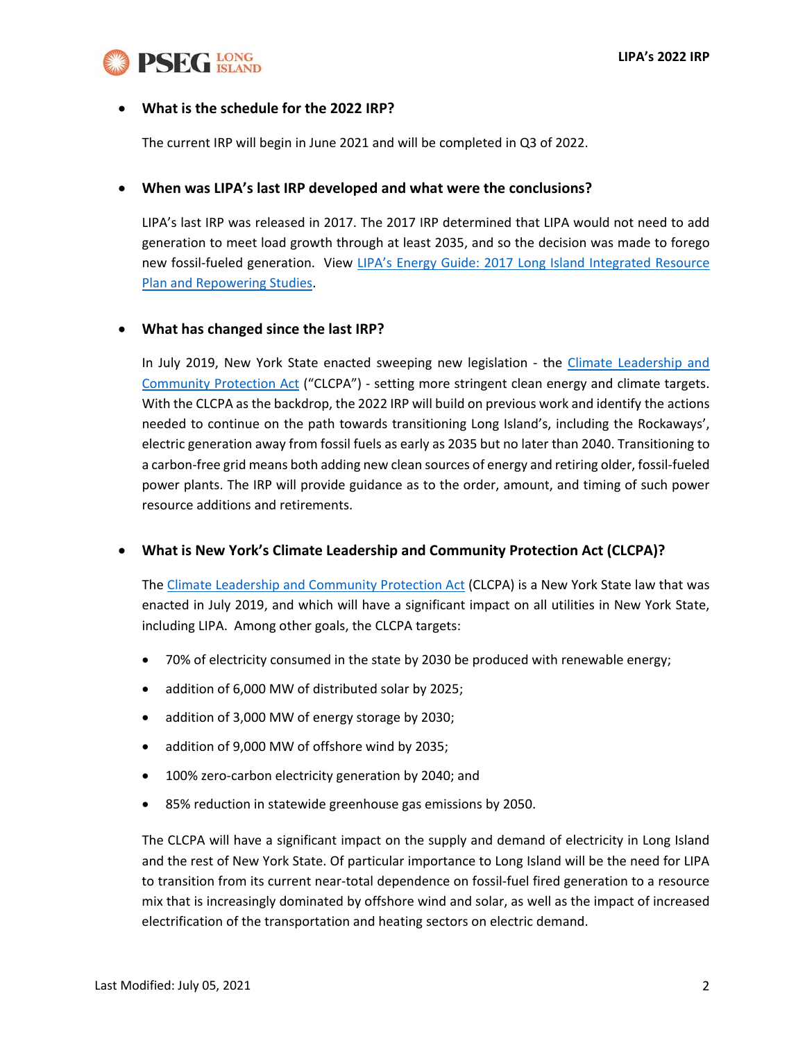- **What is the schedule for the 2022 IRP?**

  The current IRP will begin in June 2021 and will be completed in Q3 of 2022.

- **When was LIPA's last IRP developed and what were the conclusions?**

  LIPA's last IRP was released in 2017. The 2017 IRP determined that LIPA would not need to add generation to meet load growth through at least 2035, and so the decision was made to forego new fossil-fueled generation. View LIPA's Energy Guide: 2017 Long Island Integrated Resource Plan and Repowering Studies.

- **What has changed since the last IRP?**

  In July 2019, New York State enacted sweeping new legislation - the Climate Leadership and Community Protection Act ("CLCPA") - setting more stringent clean energy and climate targets. With the CLCPA as the backdrop, the 2022 IRP will build on previous work and identify the actions needed to continue on the path towards transitioning Long Island's, including the Rockaways', electric generation away from fossil fuels as early as 2035 but no later than 2040. Transitioning to a carbon-free grid means both adding new clean sources of energy and retiring older, fossil-fueled power plants. The IRP will provide guidance as to the order, amount, and timing of such power resource additions and retirements.

- **What is New York's Climate Leadership and Community Protection Act (CLCPA)?**

  The Climate Leadership and Community Protection Act (CLCPA) is a New York State law that was enacted in July 2019, and which will have a significant impact on all utilities in New York State, including LIPA. Among other goals, the CLCPA targets:

  - 70% of electricity consumed in the state by 2030 be produced with renewable energy;
  - addition of 6,000 MW of distributed solar by 2025;
  - addition of 3,000 MW of energy storage by 2030;
  - addition of 9,000 MW of offshore wind by 2035;
  - 100% zero-carbon electricity generation by 2040; and
  - 85% reduction in statewide greenhouse gas emissions by 2050.

  The CLCPA will have a significant impact on the supply and demand of electricity in Long Island and the rest of New York State. Of particular importance to Long Island will be the need for LIPA to transition from its current near-total dependence on fossil-fuel fired generation to a resource mix that is increasingly dominated by offshore wind and solar, as well as the impact of increased electrification of the transportation and heating sectors on electric demand.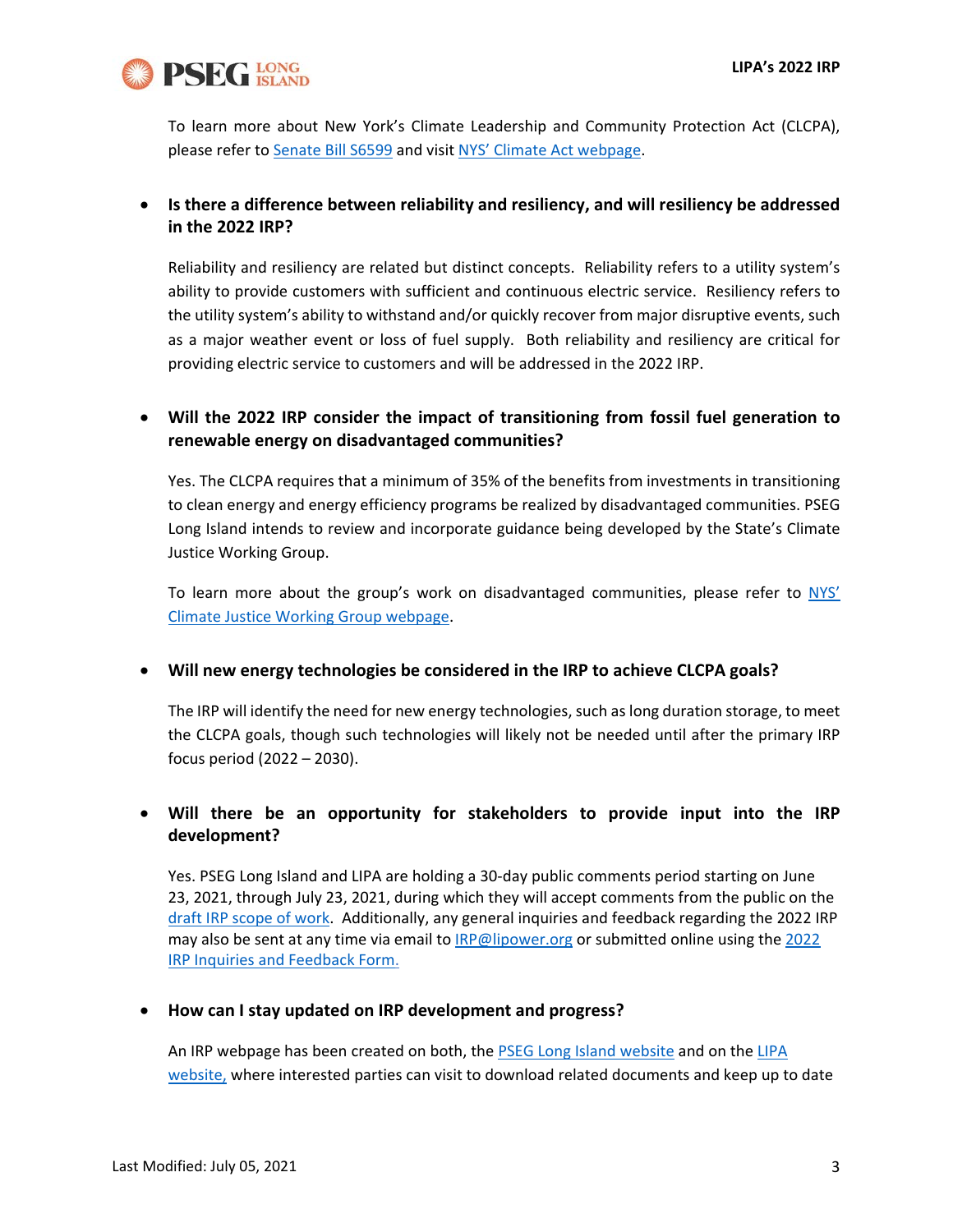To learn more about New York's Climate Leadership and Community Protection Act (CLCPA), please refer to [Senate Bill S6599](#) and visit [NYS' Climate Act webpage](#).

- **Is there a difference between reliability and resiliency, and will resiliency be addressed in the 2022 IRP?**

  Reliability and resiliency are related but distinct concepts. Reliability refers to a utility system's ability to provide customers with sufficient and continuous electric service. Resiliency refers to the utility system's ability to withstand and/or quickly recover from major disruptive events, such as a major weather event or loss of fuel supply. Both reliability and resiliency are critical for providing electric service to customers and will be addressed in the 2022 IRP.

- **Will the 2022 IRP consider the impact of transitioning from fossil fuel generation to renewable energy on disadvantaged communities?**

  Yes. The CLCPA requires that a minimum of 35% of the benefits from investments in transitioning to clean energy and energy efficiency programs be realized by disadvantaged communities. PSEG Long Island intends to review and incorporate guidance being developed by the State's Climate Justice Working Group.

  To learn more about the group's work on disadvantaged communities, please refer to [NYS' Climate Justice Working Group webpage](#).

- **Will new energy technologies be considered in the IRP to achieve CLCPA goals?**

  The IRP will identify the need for new energy technologies, such as long duration storage, to meet the CLCPA goals, though such technologies will likely not be needed until after the primary IRP focus period (2022 – 2030).

- **Will there be an opportunity for stakeholders to provide input into the IRP development?**

  Yes. PSEG Long Island and LIPA are holding a 30-day public comments period starting on June 23, 2021, through July 23, 2021, during which they will accept comments from the public on the [draft IRP scope of work](#). Additionally, any general inquiries and feedback regarding the 2022 IRP may also be sent at any time via email to [IRP@lipower.org](mailto:IRP@lipower.org) or submitted online using the [2022 IRP Inquiries and Feedback Form.](#)

- **How can I stay updated on IRP development and progress?**

  An IRP webpage has been created on both, the [PSEG Long Island website](#) and on the [LIPA website,](#) where interested parties can visit to download related documents and keep up to date

Last Modified: July 05, 2021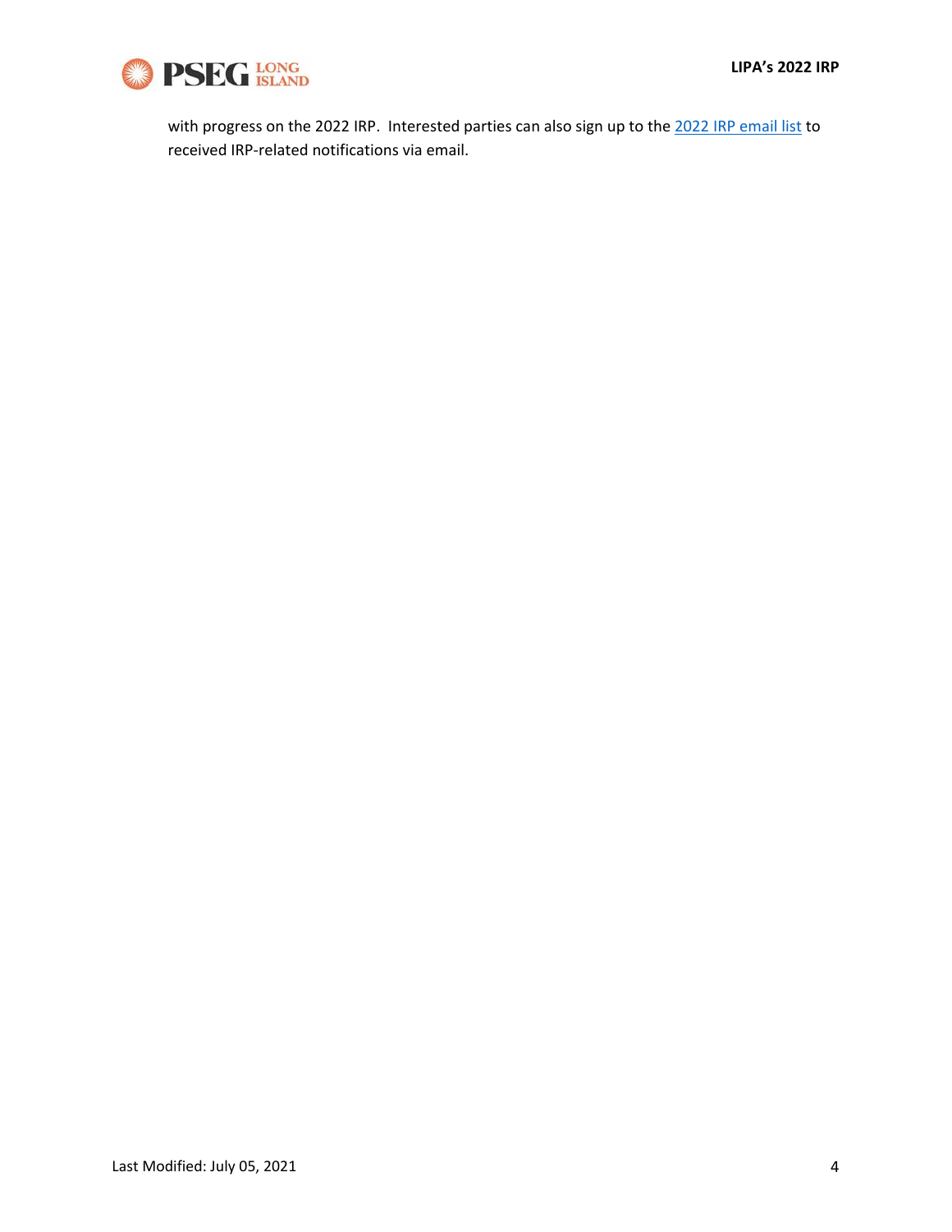with progress on the 2022 IRP. Interested parties can also sign up to the [2022 IRP email list] to received IRP-related notifications via email.